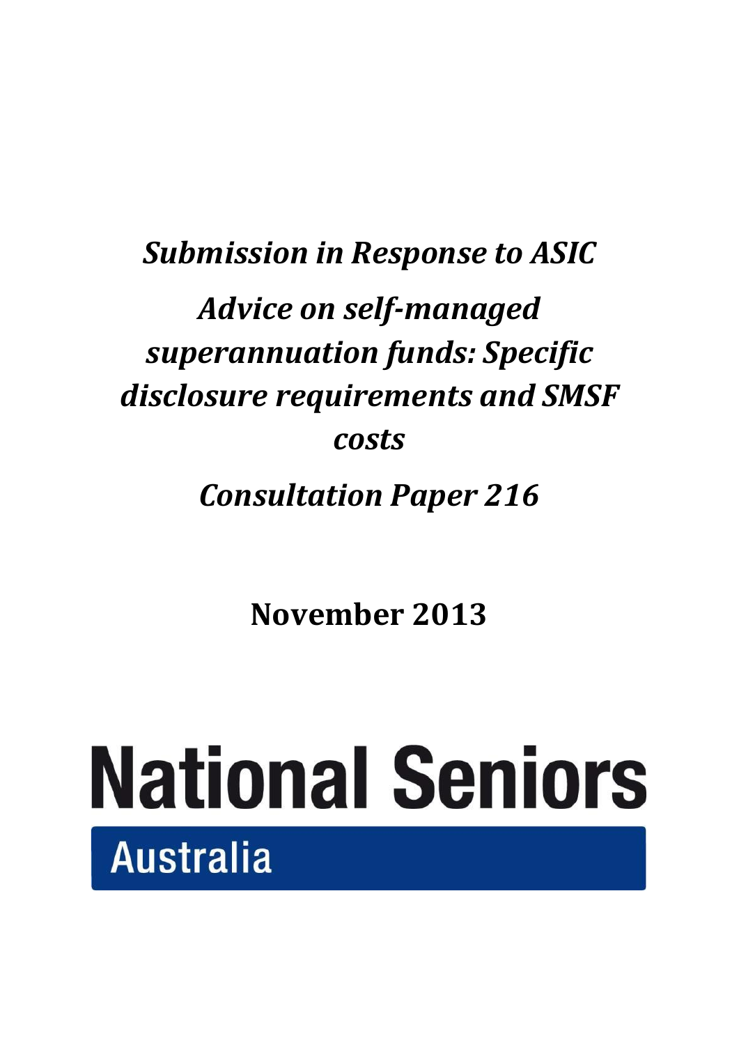# *Submission in Response to ASIC*

# *Advice on self-managed superannuation funds: Specific disclosure requirements and SMSF costs*

# *Consultation Paper 216*

**November 2013**

**National Seniors**

**Australia**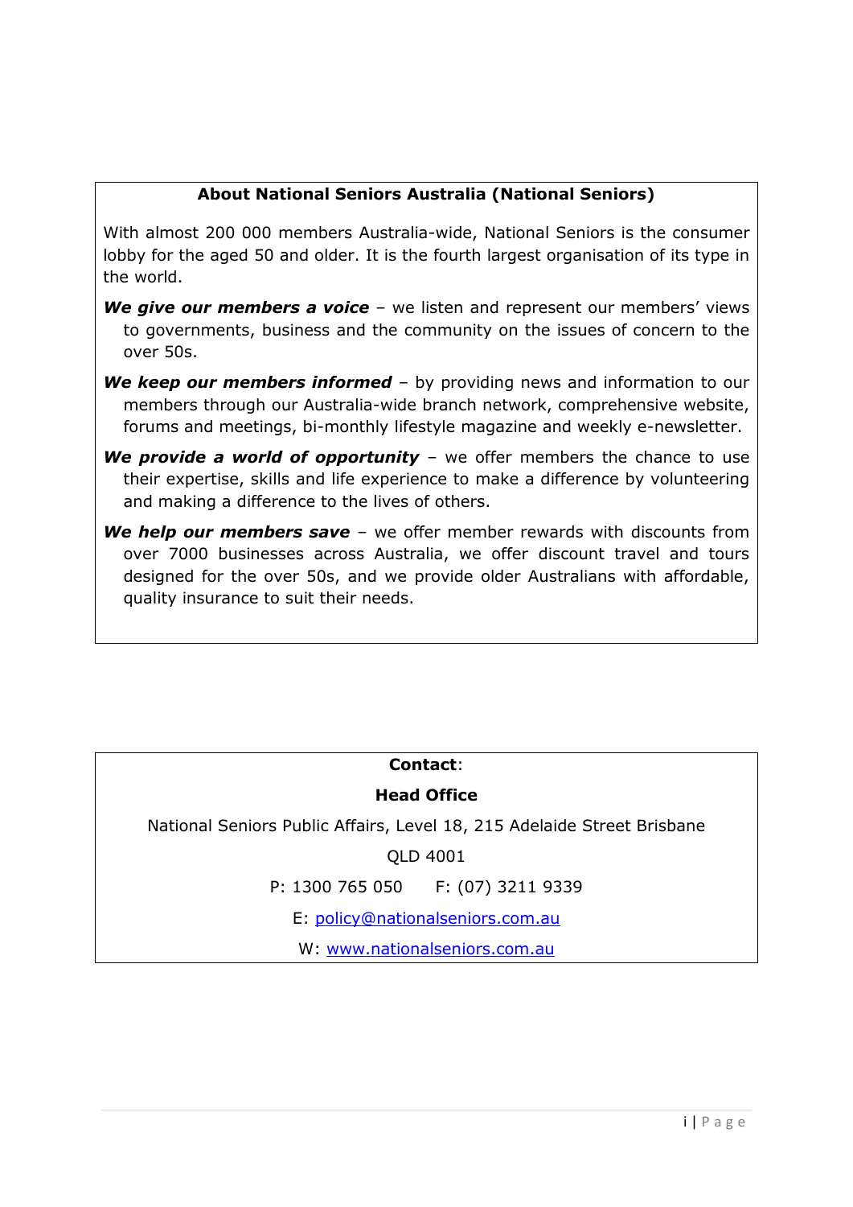## About National Seniors Australia (National Seniors)

With almost 200 000 members Australia-wide, National Seniors is the consumer lobby for the aged 50 and older. It is the fourth largest organisation of its type in the world.

***We give our members a voice*** – we listen and represent our members' views to governments, business and the community on the issues of concern to the over 50s.

***We keep our members informed*** – by providing news and information to our members through our Australia-wide branch network, comprehensive website, forums and meetings, bi-monthly lifestyle magazine and weekly e-newsletter.

***We provide a world of opportunity*** – we offer members the chance to use their expertise, skills and life experience to make a difference by volunteering and making a difference to the lives of others.

***We help our members save*** – we offer member rewards with discounts from over 7000 businesses across Australia, we offer discount travel and tours designed for the over 50s, and we provide older Australians with affordable, quality insurance to suit their needs.

**Contact**:

**Head Office**

National Seniors Public Affairs, Level 18, 215 Adelaide Street Brisbane

QLD 4001

P: 1300 765 050 F: (07) 3211 9339

E: policy@nationalseniors.com.au

W: www.nationalseniors.com.au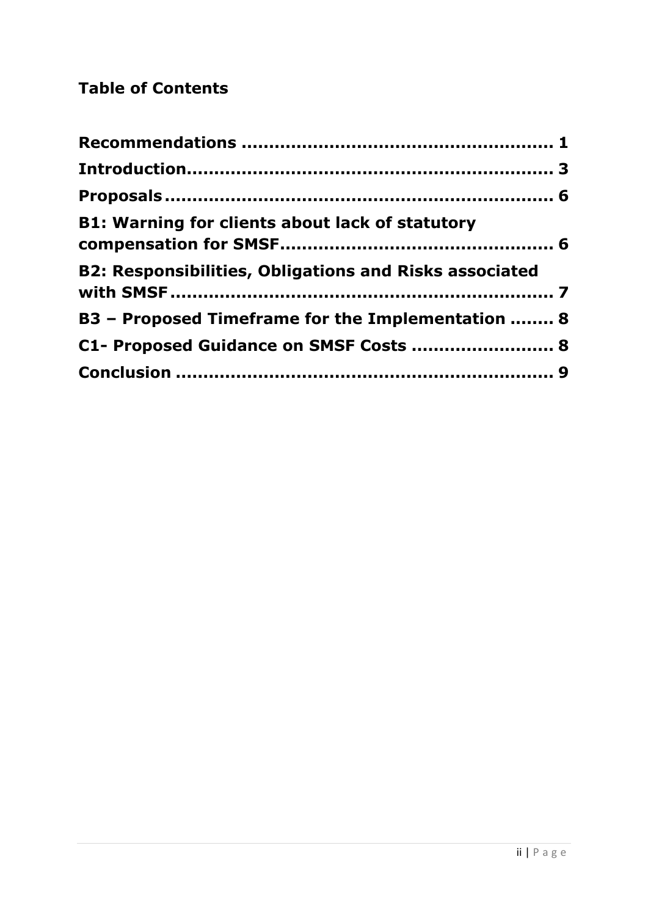## Table of Contents

**Recommendations** .......................................................... **1**

**Introduction** ................................................................. **3**

**Proposals** ..................................................................... **6**

**B1: Warning for clients about lack of statutory compensation for SMSF** ................................................ **6**

**B2: Responsibilities, Obligations and Risks associated with SMSF** ..................................................................... **7**

**B3 – Proposed Timeframe for the Implementation** ........ **8**

**C1- Proposed Guidance on SMSF Costs** ......................... **8**

**Conclusion** .................................................................... **9**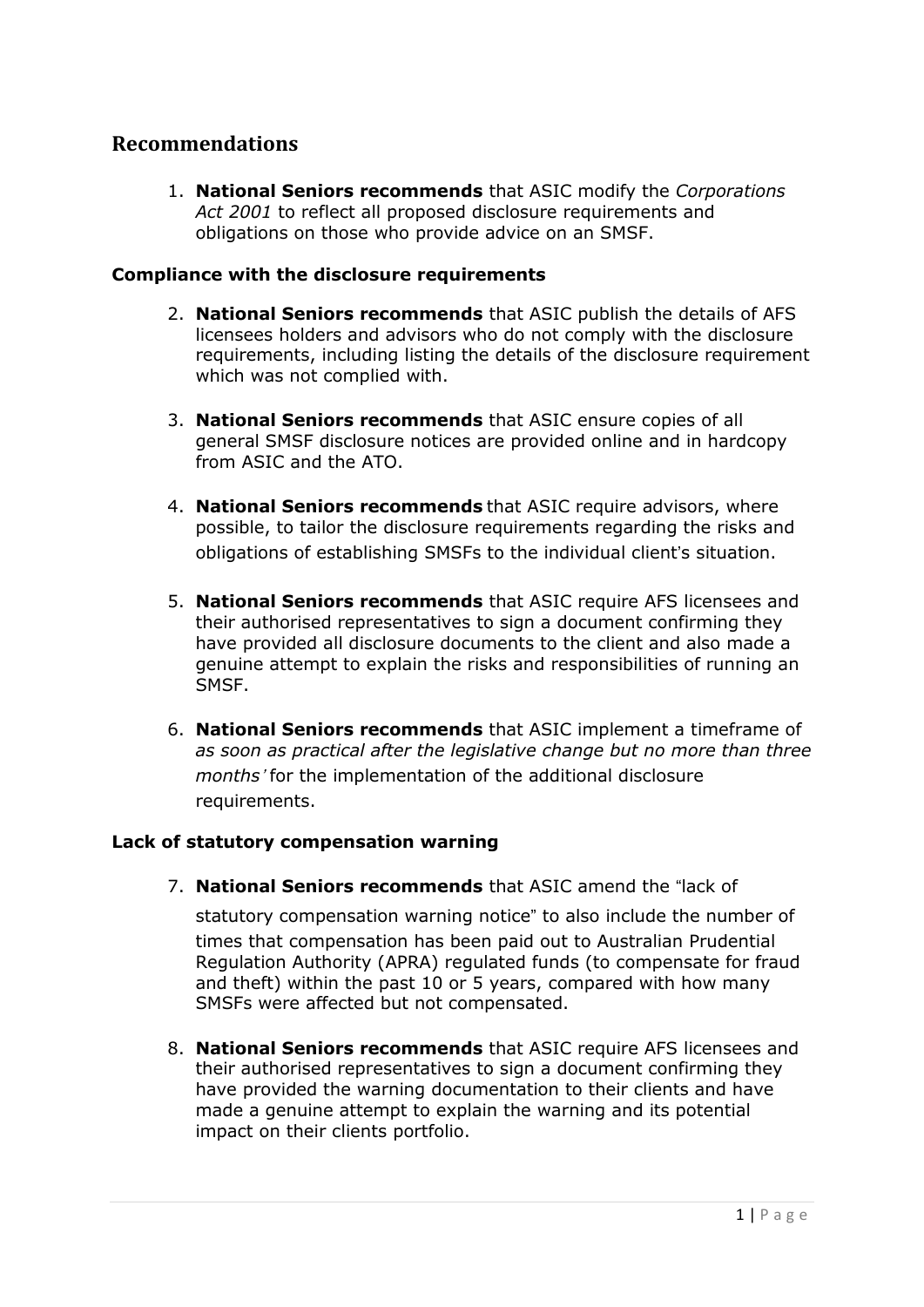## Recommendations

1. **National Seniors recommends** that ASIC modify the *Corporations Act 2001* to reflect all proposed disclosure requirements and obligations on those who provide advice on an SMSF.

### Compliance with the disclosure requirements

2. **National Seniors recommends** that ASIC publish the details of AFS licensees holders and advisors who do not comply with the disclosure requirements, including listing the details of the disclosure requirement which was not complied with.

3. **National Seniors recommends** that ASIC ensure copies of all general SMSF disclosure notices are provided online and in hardcopy from ASIC and the ATO.

4. **National Seniors recommends** that ASIC require advisors, where possible, to tailor the disclosure requirements regarding the risks and obligations of establishing SMSFs to the individual client's situation.

5. **National Seniors recommends** that ASIC require AFS licensees and their authorised representatives to sign a document confirming they have provided all disclosure documents to the client and also made a genuine attempt to explain the risks and responsibilities of running an SMSF.

6. **National Seniors recommends** that ASIC implement a timeframe of *as soon as practical after the legislative change but no more than three months'* for the implementation of the additional disclosure requirements.

### Lack of statutory compensation warning

7. **National Seniors recommends** that ASIC amend the "lack of statutory compensation warning notice" to also include the number of times that compensation has been paid out to Australian Prudential Regulation Authority (APRA) regulated funds (to compensate for fraud and theft) within the past 10 or 5 years, compared with how many SMSFs were affected but not compensated.

8. **National Seniors recommends** that ASIC require AFS licensees and their authorised representatives to sign a document confirming they have provided the warning documentation to their clients and have made a genuine attempt to explain the warning and its potential impact on their clients portfolio.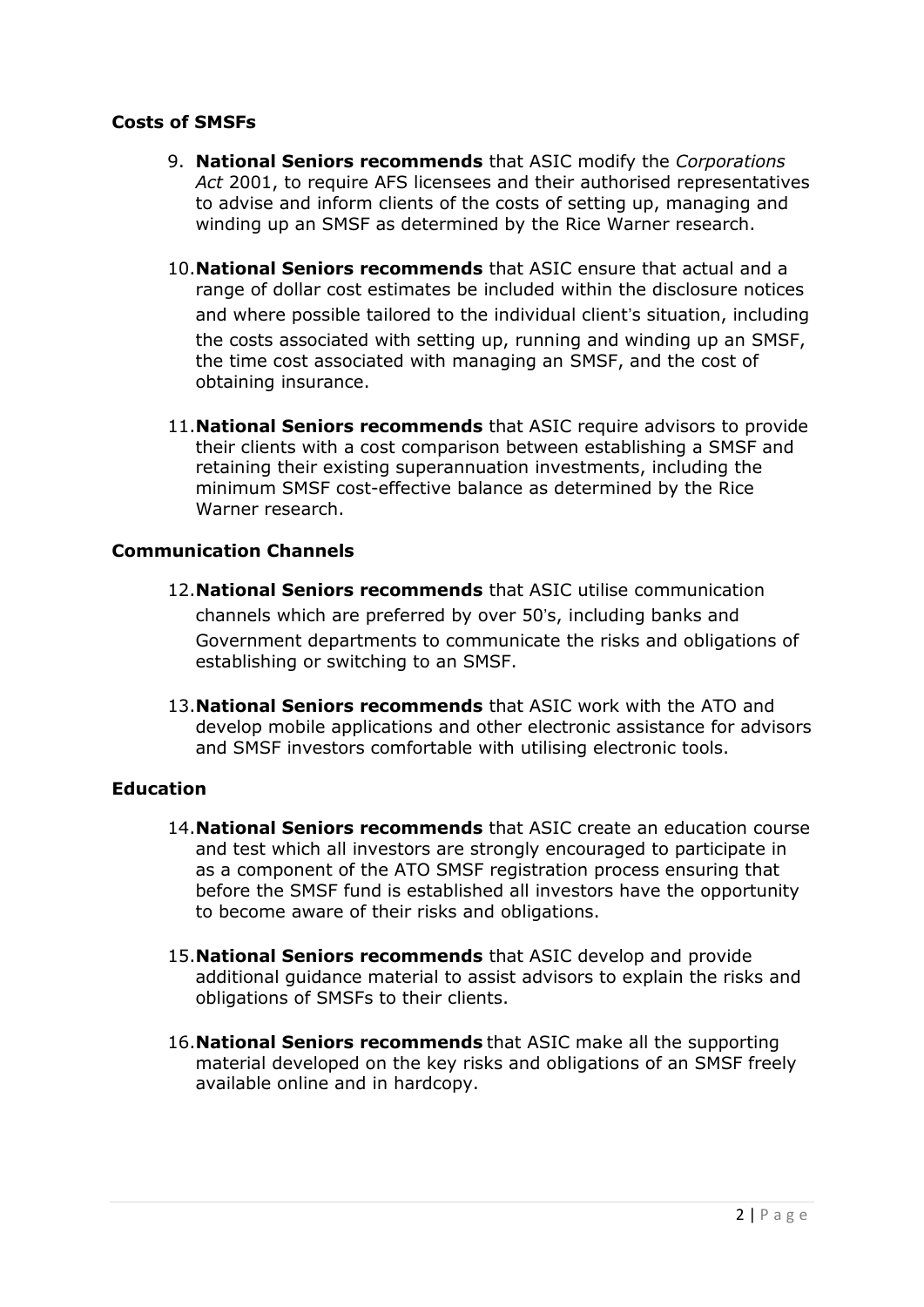### Costs of SMSFs

9. **National Seniors recommends** that ASIC modify the *Corporations Act* 2001, to require AFS licensees and their authorised representatives to advise and inform clients of the costs of setting up, managing and winding up an SMSF as determined by the Rice Warner research.

10. **National Seniors recommends** that ASIC ensure that actual and a range of dollar cost estimates be included within the disclosure notices and where possible tailored to the individual client's situation, including the costs associated with setting up, running and winding up an SMSF, the time cost associated with managing an SMSF, and the cost of obtaining insurance.

11. **National Seniors recommends** that ASIC require advisors to provide their clients with a cost comparison between establishing a SMSF and retaining their existing superannuation investments, including the minimum SMSF cost-effective balance as determined by the Rice Warner research.

### Communication Channels

12. **National Seniors recommends** that ASIC utilise communication channels which are preferred by over 50's, including banks and Government departments to communicate the risks and obligations of establishing or switching to an SMSF.

13. **National Seniors recommends** that ASIC work with the ATO and develop mobile applications and other electronic assistance for advisors and SMSF investors comfortable with utilising electronic tools.

### Education

14. **National Seniors recommends** that ASIC create an education course and test which all investors are strongly encouraged to participate in as a component of the ATO SMSF registration process ensuring that before the SMSF fund is established all investors have the opportunity to become aware of their risks and obligations.

15. **National Seniors recommends** that ASIC develop and provide additional guidance material to assist advisors to explain the risks and obligations of SMSFs to their clients.

16. **National Seniors recommends** that ASIC make all the supporting material developed on the key risks and obligations of an SMSF freely available online and in hardcopy.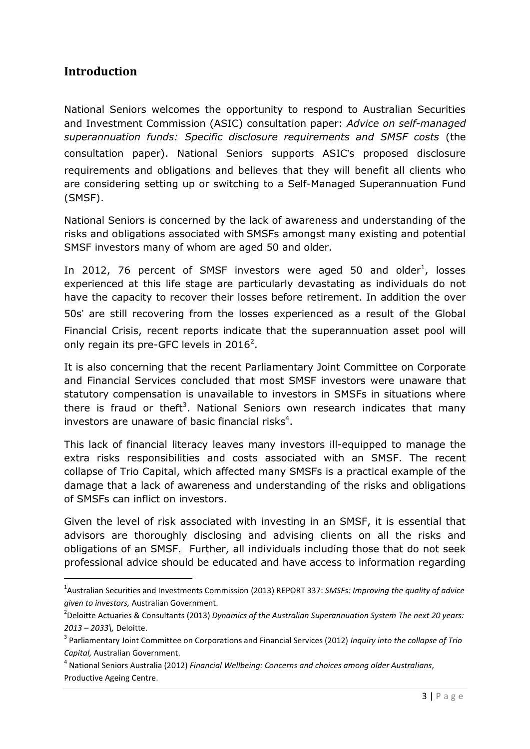## Introduction

National Seniors welcomes the opportunity to respond to Australian Securities and Investment Commission (ASIC) consultation paper: *Advice on self-managed superannuation funds: Specific disclosure requirements and SMSF costs* (the consultation paper). National Seniors supports ASIC's proposed disclosure requirements and obligations and believes that they will benefit all clients who are considering setting up or switching to a Self-Managed Superannuation Fund (SMSF).

National Seniors is concerned by the lack of awareness and understanding of the risks and obligations associated with SMSFs amongst many existing and potential SMSF investors many of whom are aged 50 and older.

In 2012, 76 percent of SMSF investors were aged 50 and older[1], losses experienced at this life stage are particularly devastating as individuals do not have the capacity to recover their losses before retirement. In addition the over 50s' are still recovering from the losses experienced as a result of the Global Financial Crisis, recent reports indicate that the superannuation asset pool will only regain its pre-GFC levels in 2016[2].

It is also concerning that the recent Parliamentary Joint Committee on Corporate and Financial Services concluded that most SMSF investors were unaware that statutory compensation is unavailable to investors in SMSFs in situations where there is fraud or theft[3]. National Seniors own research indicates that many investors are unaware of basic financial risks[4].

This lack of financial literacy leaves many investors ill-equipped to manage the extra risks responsibilities and costs associated with an SMSF. The recent collapse of Trio Capital, which affected many SMSFs is a practical example of the damage that a lack of awareness and understanding of the risks and obligations of SMSFs can inflict on investors.

Given the level of risk associated with investing in an SMSF, it is essential that advisors are thoroughly disclosing and advising clients on all the risks and obligations of an SMSF. Further, all individuals including those that do not seek professional advice should be educated and have access to information regarding

---

[1] Australian Securities and Investments Commission (2013) REPORT 337: *SMSFs: Improving the quality of advice given to investors,* Australian Government.

[2] Deloitte Actuaries & Consultants (2013) *Dynamics of the Australian Superannuation System The next 20 years: 2013 – 2033\,* Deloitte.

[3] Parliamentary Joint Committee on Corporations and Financial Services (2012) *Inquiry into the collapse of Trio Capital,* Australian Government.

[4] National Seniors Australia (2012) *Financial Wellbeing: Concerns and choices among older Australians*, Productive Ageing Centre.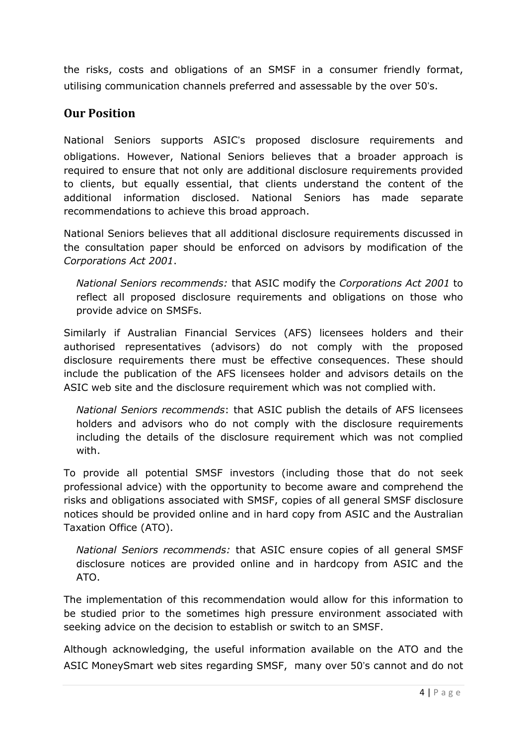the risks, costs and obligations of an SMSF in a consumer friendly format, utilising communication channels preferred and assessable by the over 50's.

## Our Position

National Seniors supports ASIC's proposed disclosure requirements and obligations. However, National Seniors believes that a broader approach is required to ensure that not only are additional disclosure requirements provided to clients, but equally essential, that clients understand the content of the additional information disclosed. National Seniors has made separate recommendations to achieve this broad approach.

National Seniors believes that all additional disclosure requirements discussed in the consultation paper should be enforced on advisors by modification of the *Corporations Act 2001*.

> *National Seniors recommends:* that ASIC modify the *Corporations Act 2001* to reflect all proposed disclosure requirements and obligations on those who provide advice on SMSFs.

Similarly if Australian Financial Services (AFS) licensees holders and their authorised representatives (advisors) do not comply with the proposed disclosure requirements there must be effective consequences. These should include the publication of the AFS licensees holder and advisors details on the ASIC web site and the disclosure requirement which was not complied with.

> *National Seniors recommends*: that ASIC publish the details of AFS licensees holders and advisors who do not comply with the disclosure requirements including the details of the disclosure requirement which was not complied with.

To provide all potential SMSF investors (including those that do not seek professional advice) with the opportunity to become aware and comprehend the risks and obligations associated with SMSF, copies of all general SMSF disclosure notices should be provided online and in hard copy from ASIC and the Australian Taxation Office (ATO).

> *National Seniors recommends:* that ASIC ensure copies of all general SMSF disclosure notices are provided online and in hardcopy from ASIC and the ATO.

The implementation of this recommendation would allow for this information to be studied prior to the sometimes high pressure environment associated with seeking advice on the decision to establish or switch to an SMSF.

Although acknowledging, the useful information available on the ATO and the ASIC MoneySmart web sites regarding SMSF, many over 50's cannot and do not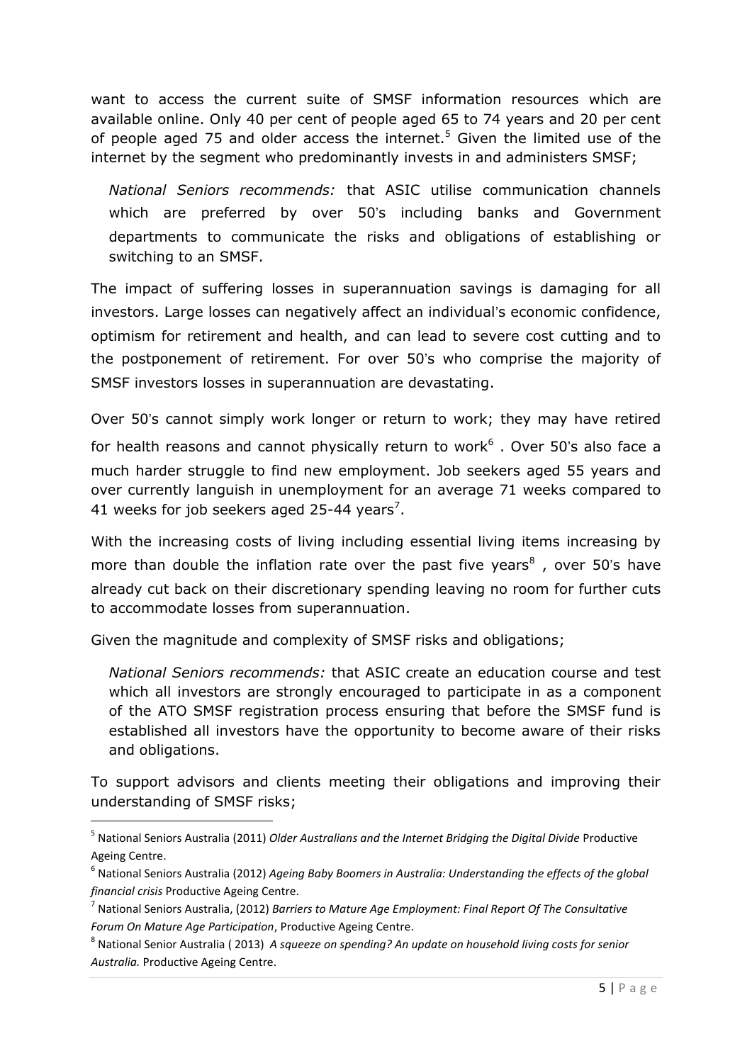want to access the current suite of SMSF information resources which are available online. Only 40 per cent of people aged 65 to 74 years and 20 per cent of people aged 75 and older access the internet.[5] Given the limited use of the internet by the segment who predominantly invests in and administers SMSF;

> *National Seniors recommends:* that ASIC utilise communication channels which are preferred by over 50's including banks and Government departments to communicate the risks and obligations of establishing or switching to an SMSF.

The impact of suffering losses in superannuation savings is damaging for all investors. Large losses can negatively affect an individual's economic confidence, optimism for retirement and health, and can lead to severe cost cutting and to the postponement of retirement. For over 50's who comprise the majority of SMSF investors losses in superannuation are devastating.

Over 50's cannot simply work longer or return to work; they may have retired for health reasons and cannot physically return to work[6] . Over 50's also face a much harder struggle to find new employment. Job seekers aged 55 years and over currently languish in unemployment for an average 71 weeks compared to 41 weeks for job seekers aged 25-44 years[7].

With the increasing costs of living including essential living items increasing by more than double the inflation rate over the past five years[8] , over 50's have already cut back on their discretionary spending leaving no room for further cuts to accommodate losses from superannuation.

Given the magnitude and complexity of SMSF risks and obligations;

> *National Seniors recommends:* that ASIC create an education course and test which all investors are strongly encouraged to participate in as a component of the ATO SMSF registration process ensuring that before the SMSF fund is established all investors have the opportunity to become aware of their risks and obligations.

To support advisors and clients meeting their obligations and improving their understanding of SMSF risks;

---

[5] National Seniors Australia (2011) *Older Australians and the Internet Bridging the Digital Divide* Productive Ageing Centre.

[6] National Seniors Australia (2012) *Ageing Baby Boomers in Australia: Understanding the effects of the global financial crisis* Productive Ageing Centre.

[7] National Seniors Australia, (2012) *Barriers to Mature Age Employment: Final Report Of The Consultative Forum On Mature Age Participation*, Productive Ageing Centre.

[8] National Senior Australia ( 2013) *A squeeze on spending? An update on household living costs for senior Australia.* Productive Ageing Centre.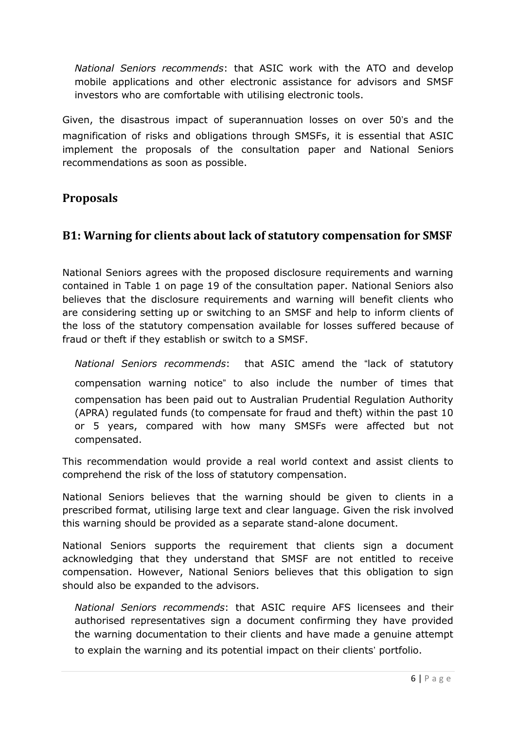*National Seniors recommends*: that ASIC work with the ATO and develop mobile applications and other electronic assistance for advisors and SMSF investors who are comfortable with utilising electronic tools.

Given, the disastrous impact of superannuation losses on over 50's and the magnification of risks and obligations through SMSFs, it is essential that ASIC implement the proposals of the consultation paper and National Seniors recommendations as soon as possible.

## Proposals

## B1: Warning for clients about lack of statutory compensation for SMSF

National Seniors agrees with the proposed disclosure requirements and warning contained in Table 1 on page 19 of the consultation paper. National Seniors also believes that the disclosure requirements and warning will benefit clients who are considering setting up or switching to an SMSF and help to inform clients of the loss of the statutory compensation available for losses suffered because of fraud or theft if they establish or switch to a SMSF.

*National Seniors recommends*: that ASIC amend the "lack of statutory compensation warning notice" to also include the number of times that compensation has been paid out to Australian Prudential Regulation Authority (APRA) regulated funds (to compensate for fraud and theft) within the past 10 or 5 years, compared with how many SMSFs were affected but not compensated.

This recommendation would provide a real world context and assist clients to comprehend the risk of the loss of statutory compensation.

National Seniors believes that the warning should be given to clients in a prescribed format, utilising large text and clear language. Given the risk involved this warning should be provided as a separate stand-alone document.

National Seniors supports the requirement that clients sign a document acknowledging that they understand that SMSF are not entitled to receive compensation. However, National Seniors believes that this obligation to sign should also be expanded to the advisors.

*National Seniors recommends*: that ASIC require AFS licensees and their authorised representatives sign a document confirming they have provided the warning documentation to their clients and have made a genuine attempt to explain the warning and its potential impact on their clients' portfolio.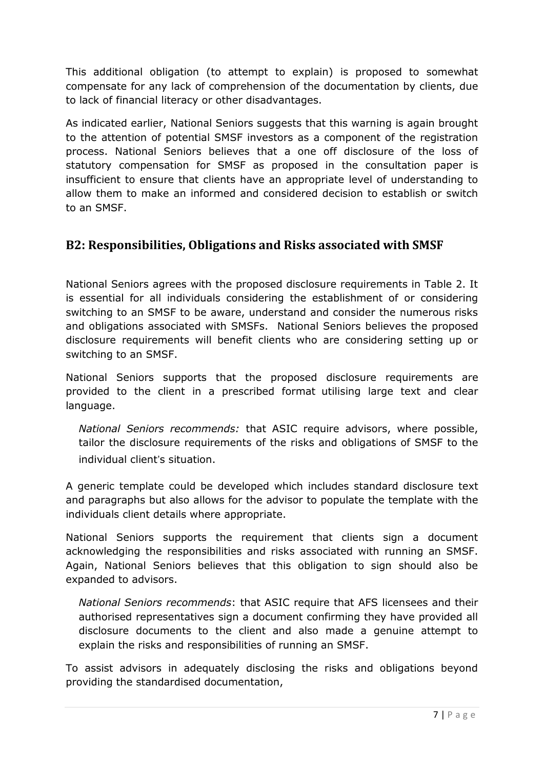This additional obligation (to attempt to explain) is proposed to somewhat compensate for any lack of comprehension of the documentation by clients, due to lack of financial literacy or other disadvantages.

As indicated earlier, National Seniors suggests that this warning is again brought to the attention of potential SMSF investors as a component of the registration process. National Seniors believes that a one off disclosure of the loss of statutory compensation for SMSF as proposed in the consultation paper is insufficient to ensure that clients have an appropriate level of understanding to allow them to make an informed and considered decision to establish or switch to an SMSF.

## B2: Responsibilities, Obligations and Risks associated with SMSF

National Seniors agrees with the proposed disclosure requirements in Table 2. It is essential for all individuals considering the establishment of or considering switching to an SMSF to be aware, understand and consider the numerous risks and obligations associated with SMSFs. National Seniors believes the proposed disclosure requirements will benefit clients who are considering setting up or switching to an SMSF.

National Seniors supports that the proposed disclosure requirements are provided to the client in a prescribed format utilising large text and clear language.

> *National Seniors recommends:* that ASIC require advisors, where possible, tailor the disclosure requirements of the risks and obligations of SMSF to the individual client's situation.

A generic template could be developed which includes standard disclosure text and paragraphs but also allows for the advisor to populate the template with the individuals client details where appropriate.

National Seniors supports the requirement that clients sign a document acknowledging the responsibilities and risks associated with running an SMSF. Again, National Seniors believes that this obligation to sign should also be expanded to advisors.

> *National Seniors recommends*: that ASIC require that AFS licensees and their authorised representatives sign a document confirming they have provided all disclosure documents to the client and also made a genuine attempt to explain the risks and responsibilities of running an SMSF.

To assist advisors in adequately disclosing the risks and obligations beyond providing the standardised documentation,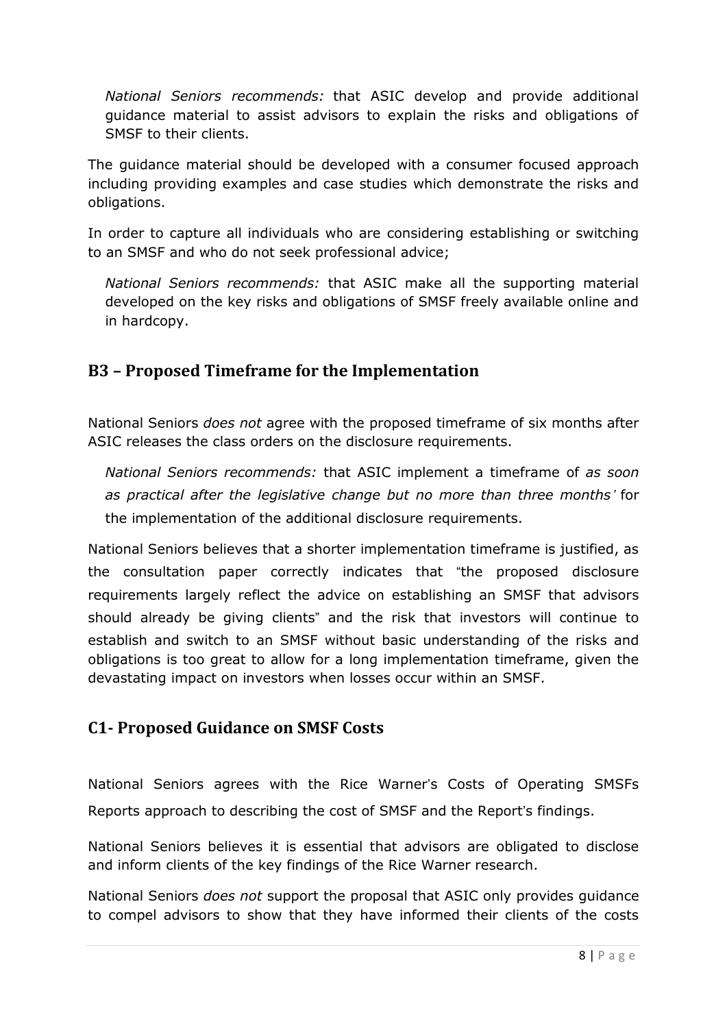*National Seniors recommends:* that ASIC develop and provide additional guidance material to assist advisors to explain the risks and obligations of SMSF to their clients.

The guidance material should be developed with a consumer focused approach including providing examples and case studies which demonstrate the risks and obligations.

In order to capture all individuals who are considering establishing or switching to an SMSF and who do not seek professional advice;

*National Seniors recommends:* that ASIC make all the supporting material developed on the key risks and obligations of SMSF freely available online and in hardcopy.

## B3 – Proposed Timeframe for the Implementation

National Seniors *does not* agree with the proposed timeframe of six months after ASIC releases the class orders on the disclosure requirements.

*National Seniors recommends:* that ASIC implement a timeframe of *as soon as practical after the legislative change but no more than three months'* for the implementation of the additional disclosure requirements.

National Seniors believes that a shorter implementation timeframe is justified, as the consultation paper correctly indicates that "the proposed disclosure requirements largely reflect the advice on establishing an SMSF that advisors should already be giving clients" and the risk that investors will continue to establish and switch to an SMSF without basic understanding of the risks and obligations is too great to allow for a long implementation timeframe, given the devastating impact on investors when losses occur within an SMSF.

## C1- Proposed Guidance on SMSF Costs

National Seniors agrees with the Rice Warner's Costs of Operating SMSFs Reports approach to describing the cost of SMSF and the Report's findings.

National Seniors believes it is essential that advisors are obligated to disclose and inform clients of the key findings of the Rice Warner research.

National Seniors *does not* support the proposal that ASIC only provides guidance to compel advisors to show that they have informed their clients of the costs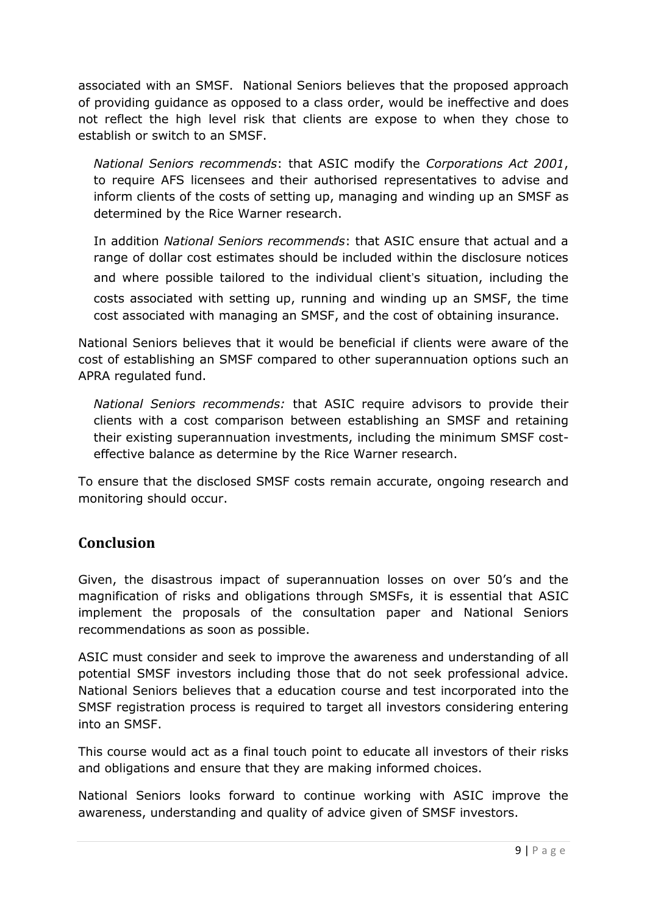associated with an SMSF. National Seniors believes that the proposed approach of providing guidance as opposed to a class order, would be ineffective and does not reflect the high level risk that clients are expose to when they chose to establish or switch to an SMSF.

> *National Seniors recommends*: that ASIC modify the *Corporations Act 2001*, to require AFS licensees and their authorised representatives to advise and inform clients of the costs of setting up, managing and winding up an SMSF as determined by the Rice Warner research.
>
> In addition *National Seniors recommends*: that ASIC ensure that actual and a range of dollar cost estimates should be included within the disclosure notices and where possible tailored to the individual client's situation, including the costs associated with setting up, running and winding up an SMSF, the time cost associated with managing an SMSF, and the cost of obtaining insurance.

National Seniors believes that it would be beneficial if clients were aware of the cost of establishing an SMSF compared to other superannuation options such an APRA regulated fund.

> *National Seniors recommends:* that ASIC require advisors to provide their clients with a cost comparison between establishing an SMSF and retaining their existing superannuation investments, including the minimum SMSF cost-effective balance as determine by the Rice Warner research.

To ensure that the disclosed SMSF costs remain accurate, ongoing research and monitoring should occur.

## Conclusion

Given, the disastrous impact of superannuation losses on over 50's and the magnification of risks and obligations through SMSFs, it is essential that ASIC implement the proposals of the consultation paper and National Seniors recommendations as soon as possible.

ASIC must consider and seek to improve the awareness and understanding of all potential SMSF investors including those that do not seek professional advice. National Seniors believes that a education course and test incorporated into the SMSF registration process is required to target all investors considering entering into an SMSF.

This course would act as a final touch point to educate all investors of their risks and obligations and ensure that they are making informed choices.

National Seniors looks forward to continue working with ASIC improve the awareness, understanding and quality of advice given of SMSF investors.